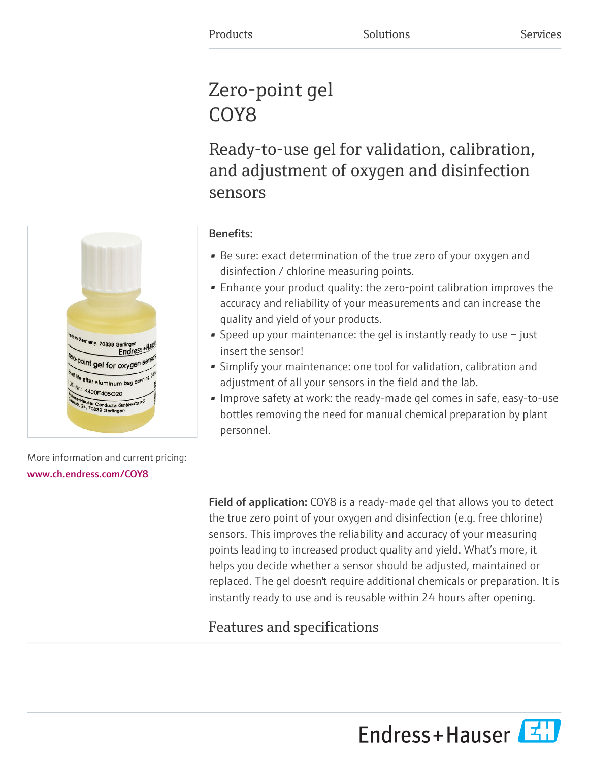Products Solutions Services

# Zero-point gel COY8

## Ready-to-use gel for validation, calibration, and adjustment of oxygen and disinfection sensors

**Benefits:**

- Be sure: exact determination of the true zero of your oxygen and disinfection / chlorine measuring points.
- Enhance your product quality: the zero-point calibration improves the accuracy and reliability of your measurements and can increase the quality and yield of your products.
- Speed up your maintenance: the gel is instantly ready to use – just insert the sensor!
- Simplify your maintenance: one tool for validation, calibration and adjustment of all your sensors in the field and the lab.
- Improve safety at work: the ready-made gel comes in safe, easy-to-use bottles removing the need for manual chemical preparation by plant personnel.

More information and current pricing: **www.ch.endress.com/COY8**

**Field of application:** COY8 is a ready-made gel that allows you to detect the true zero point of your oxygen and disinfection (e.g. free chlorine) sensors. This improves the reliability and accuracy of your measuring points leading to increased product quality and yield. What's more, it helps you decide whether a sensor should be adjusted, maintained or replaced. The gel doesn't require additional chemicals or preparation. It is instantly ready to use and is reusable within 24 hours after opening.

## Features and specifications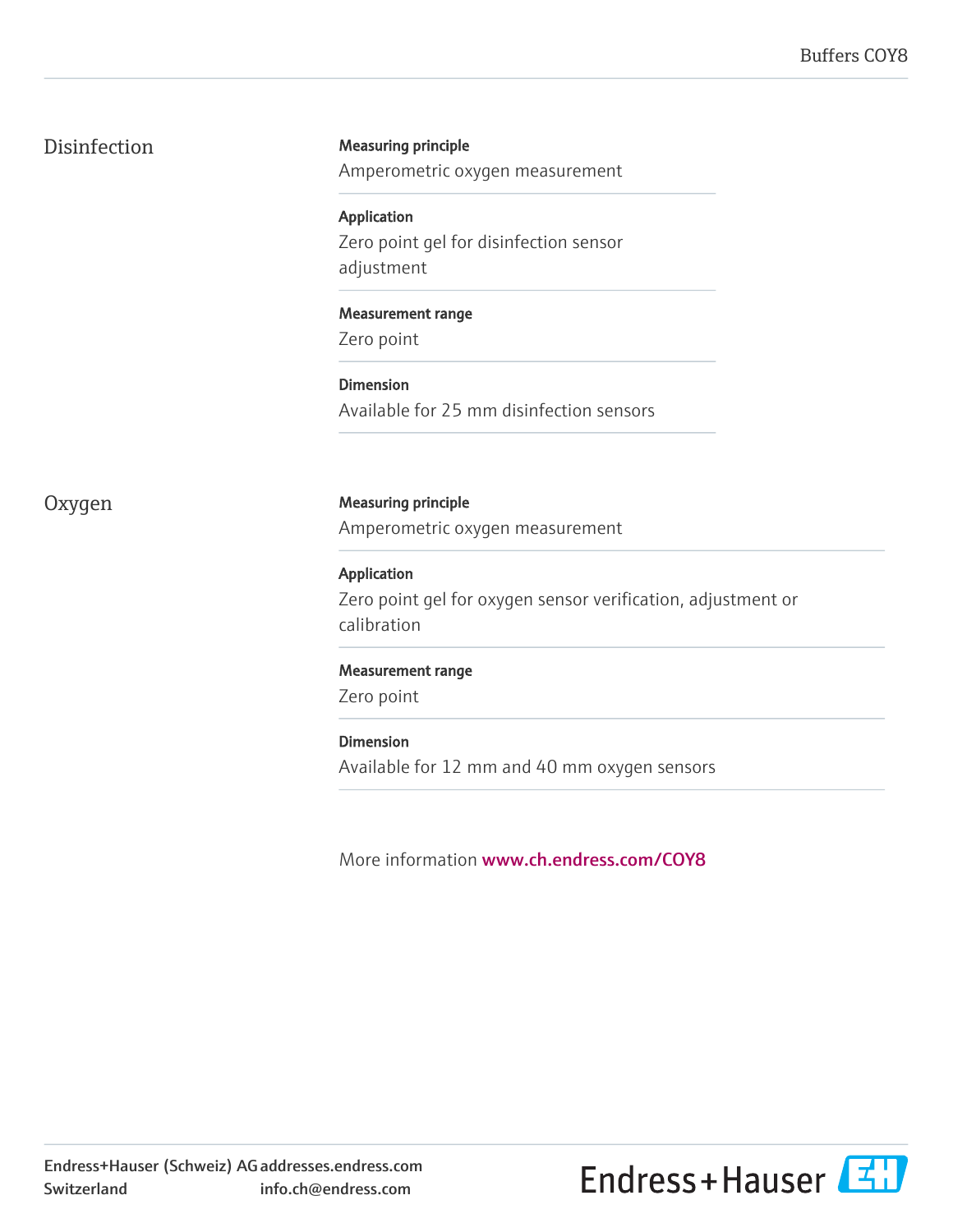## Disinfection

**Measuring principle**
Amperometric oxygen measurement

**Application**
Zero point gel for disinfection sensor adjustment

**Measurement range**
Zero point

**Dimension**
Available for 25 mm disinfection sensors

## Oxygen

**Measuring principle**
Amperometric oxygen measurement

**Application**
Zero point gel for oxygen sensor verification, adjustment or calibration

**Measurement range**
Zero point

**Dimension**
Available for 12 mm and 40 mm oxygen sensors

More information **www.ch.endress.com/COY8**

Endress+Hauser (Schweiz) AG
Switzerland

addresses.endress.com
info.ch@endress.com